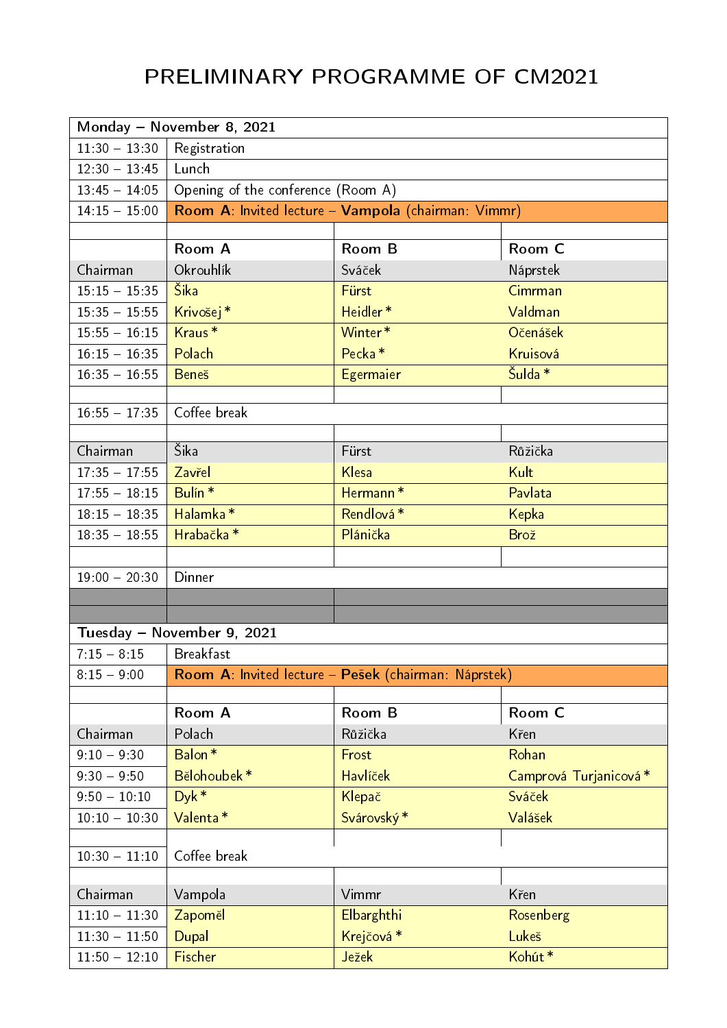# PRELIMINARY PROGRAMME OF CM2021

| **Monday – November 8, 2021** | | | |
|---|---|---|---|
| 11:30 – 13:30 | Registration | | |
| 12:30 – 13:45 | Lunch | | |
| 13:45 – 14:05 | Opening of the conference (Room A) | | |
| 14:15 – 15:00 | **Room A**: Invited lecture – **Vampola** (chairman: Vimmr) | | |
| | | | |
| | **Room A** | **Room B** | **Room C** |
| Chairman | Okrouhlík | Sváček | Náprstek |
| 15:15 – 15:35 | Šika | Fürst | Cimrman |
| 15:35 – 15:55 | Krivošej * | Heidler * | Valdman |
| 15:55 – 16:15 | Kraus * | Winter * | Očenášek |
| 16:15 – 16:35 | Polach | Pecka * | Kruisová |
| 16:35 – 16:55 | Beneš | Egermaier | Šulda * |
| | | | |
| 16:55 – 17:35 | Coffee break | | |
| | | | |
| Chairman | Šika | Fürst | Růžička |
| 17:35 – 17:55 | Zavřel | Klesa | Kult |
| 17:55 – 18:15 | Bulín * | Hermann * | Pavlata |
| 18:15 – 18:35 | Halamka * | Rendlová * | Kepka |
| 18:35 – 18:55 | Hrabačka * | Plánička | Brož |
| | | | |
| 19:00 – 20:30 | Dinner | | |
| | | | |
| | | | |
| **Tuesday – November 9, 2021** | | | |
| 7:15 – 8:15 | Breakfast | | |
| 8:15 – 9:00 | **Room A**: Invited lecture – **Pešek** (chairman: Náprstek) | | |
| | | | |
| | **Room A** | **Room B** | **Room C** |
| Chairman | Polach | Růžička | Křen |
| 9:10 – 9:30 | Balon * | Frost | Rohan |
| 9:30 – 9:50 | Bělohoubek * | Havlíček | Camprová Turjanicová * |
| 9:50 – 10:10 | Dyk * | Klepač | Sváček |
| 10:10 – 10:30 | Valenta * | Svárovský * | Valášek |
| | | | |
| 10:30 – 11:10 | Coffee break | | |
| | | | |
| Chairman | Vampola | Vimmr | Křen |
| 11:10 – 11:30 | Zapoměl | Elbarghthi | Rosenberg |
| 11:30 – 11:50 | Dupal | Krejčová * | Lukeš |
| 11:50 – 12:10 | Fischer | Ježek | Kohút * |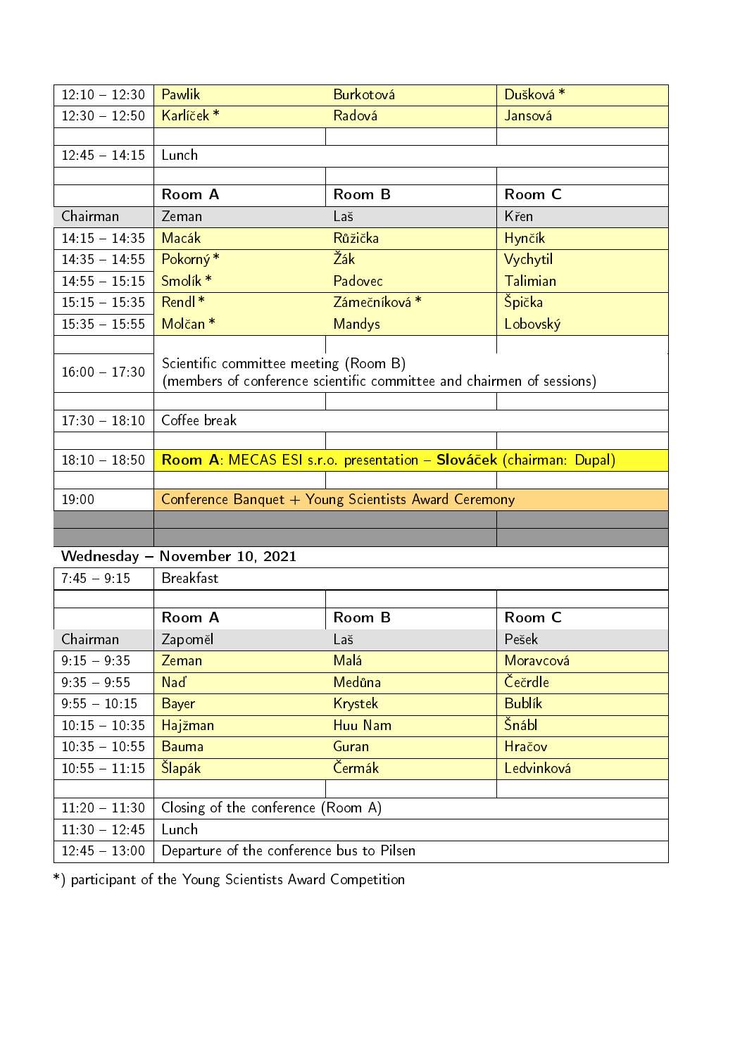| | | | |
|---|---|---|---|
| 12:10 – 12:30 | Pawlik | Burkotová | Dušková * |
| 12:30 – 12:50 | Karlíček * | Radová | Jansová |
| | | | |
| 12:45 – 14:15 | Lunch | | |
| | | | |
| | **Room A** | **Room B** | **Room C** |
| Chairman | Zeman | Laš | Křen |
| 14:15 – 14:35 | Macák | Růžička | Hynčík |
| 14:35 – 14:55 | Pokorný * | Žák | Vychytil |
| 14:55 – 15:15 | Smolík * | Padovec | Talimian |
| 15:15 – 15:35 | Rendl * | Zámečníková * | Špička |
| 15:35 – 15:55 | Molčan * | Mandys | Lobovský |
| | | | |
| 16:00 – 17:30 | Scientific committee meeting (Room B) (members of conference scientific committee and chairmen of sessions) | | |
| | | | |
| 17:30 – 18:10 | Coffee break | | |
| | | | |
| 18:10 – 18:50 | **Room A**: MECAS ESI s.r.o. presentation – **Slováček** (chairman: Dupal) | | |
| | | | |
| 19:00 | Conference Banquet + Young Scientists Award Ceremony | | |
| | | | |
| | | | |
| **Wednesday – November 10, 2021** | | | |
| 7:45 – 9:15 | Breakfast | | |
| | | | |
| | **Room A** | **Room B** | **Room C** |
| Chairman | Zapoměl | Laš | Pešek |
| 9:15 – 9:35 | Zeman | Malá | Moravcová |
| 9:35 – 9:55 | Naď | Medůna | Čečrdle |
| 9:55 – 10:15 | Bayer | Krystek | Bublík |
| 10:15 – 10:35 | Hajžman | Huu Nam | Šnábl |
| 10:35 – 10:55 | Bauma | Guran | Hračov |
| 10:55 – 11:15 | Šlapák | Čermák | Ledvinková |
| | | | |
| 11:20 – 11:30 | Closing of the conference (Room A) | | |
| 11:30 – 12:45 | Lunch | | |
| 12:45 – 13:00 | Departure of the conference bus to Pilsen | | |

*) participant of the Young Scientists Award Competition